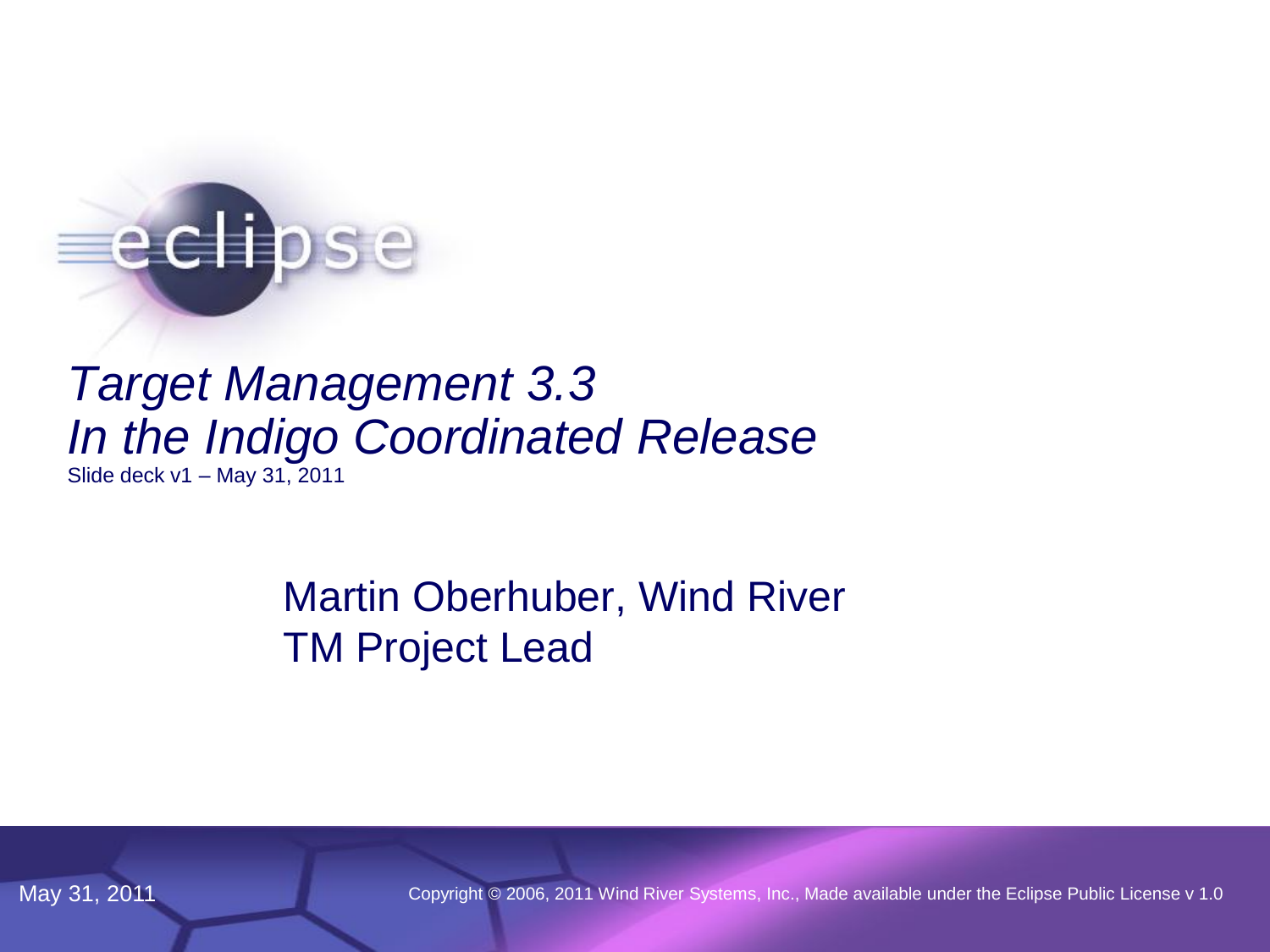# *Target Management 3.3*
# *In the Indigo Coordinated Release*

Slide deck v1 – May 31, 2011

Martin Oberhuber, Wind River
TM Project Lead

May 31, 2011

Copyright © 2006, 2011 Wind River Systems, Inc., Made available under the Eclipse Public License v 1.0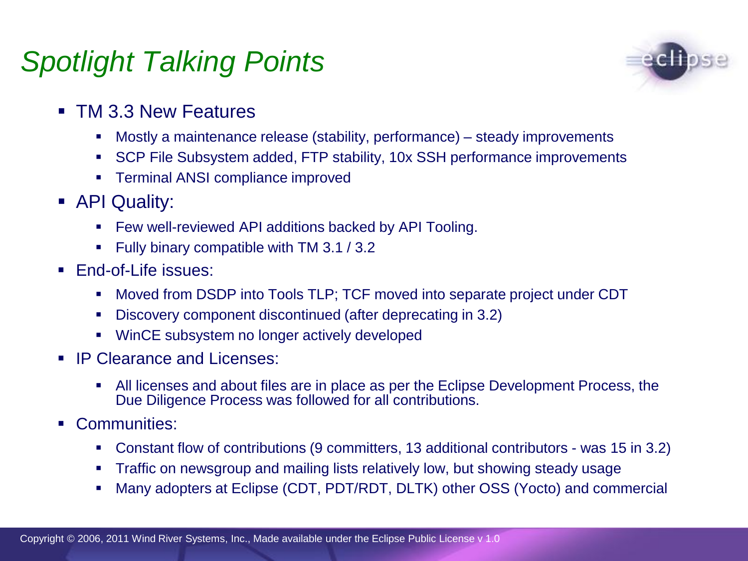# Spotlight Talking Points

- TM 3.3 New Features
  - Mostly a maintenance release (stability, performance) – steady improvements
  - SCP File Subsystem added, FTP stability, 10x SSH performance improvements
  - Terminal ANSI compliance improved
- API Quality:
  - Few well-reviewed API additions backed by API Tooling.
  - Fully binary compatible with TM 3.1 / 3.2
- End-of-Life issues:
  - Moved from DSDP into Tools TLP; TCF moved into separate project under CDT
  - Discovery component discontinued (after deprecating in 3.2)
  - WinCE subsystem no longer actively developed
- IP Clearance and Licenses:
  - All licenses and about files are in place as per the Eclipse Development Process, the Due Diligence Process was followed for all contributions.
- Communities:
  - Constant flow of contributions (9 committers, 13 additional contributors - was 15 in 3.2)
  - Traffic on newsgroup and mailing lists relatively low, but showing steady usage
  - Many adopters at Eclipse (CDT, PDT/RDT, DLTK) other OSS (Yocto) and commercial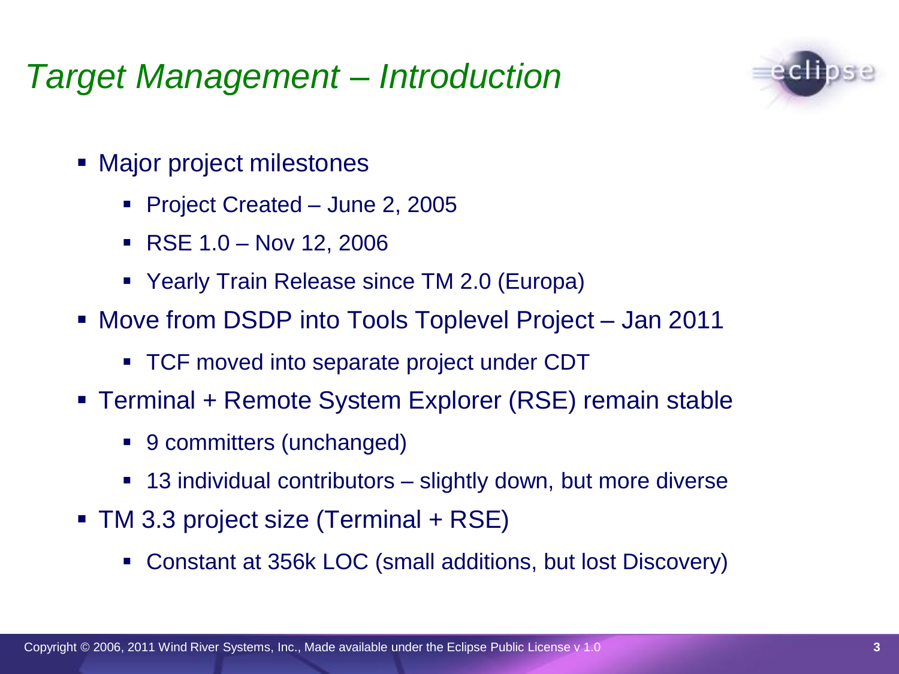# *Target Management – Introduction*

- Major project milestones
  - Project Created – June 2, 2005
  - RSE 1.0 – Nov 12, 2006
  - Yearly Train Release since TM 2.0 (Europa)
- Move from DSDP into Tools Toplevel Project – Jan 2011
  - TCF moved into separate project under CDT
- Terminal + Remote System Explorer (RSE) remain stable
  - 9 committers (unchanged)
  - 13 individual contributors – slightly down, but more diverse
- TM 3.3 project size (Terminal + RSE)
  - Constant at 356k LOC (small additions, but lost Discovery)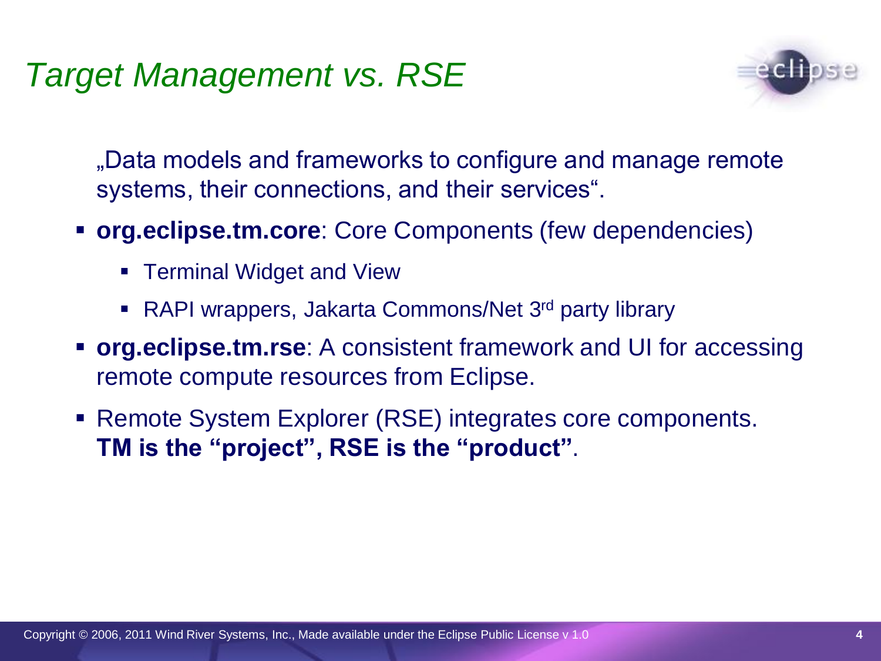# *Target Management vs. RSE*

„Data models and frameworks to configure and manage remote systems, their connections, and their services".

- **org.eclipse.tm.core**: Core Components (few dependencies)
  - Terminal Widget and View
  - RAPI wrappers, Jakarta Commons/Net 3rd party library
- **org.eclipse.tm.rse**: A consistent framework and UI for accessing remote compute resources from Eclipse.
- Remote System Explorer (RSE) integrates core components. **TM is the "project", RSE is the "product"**.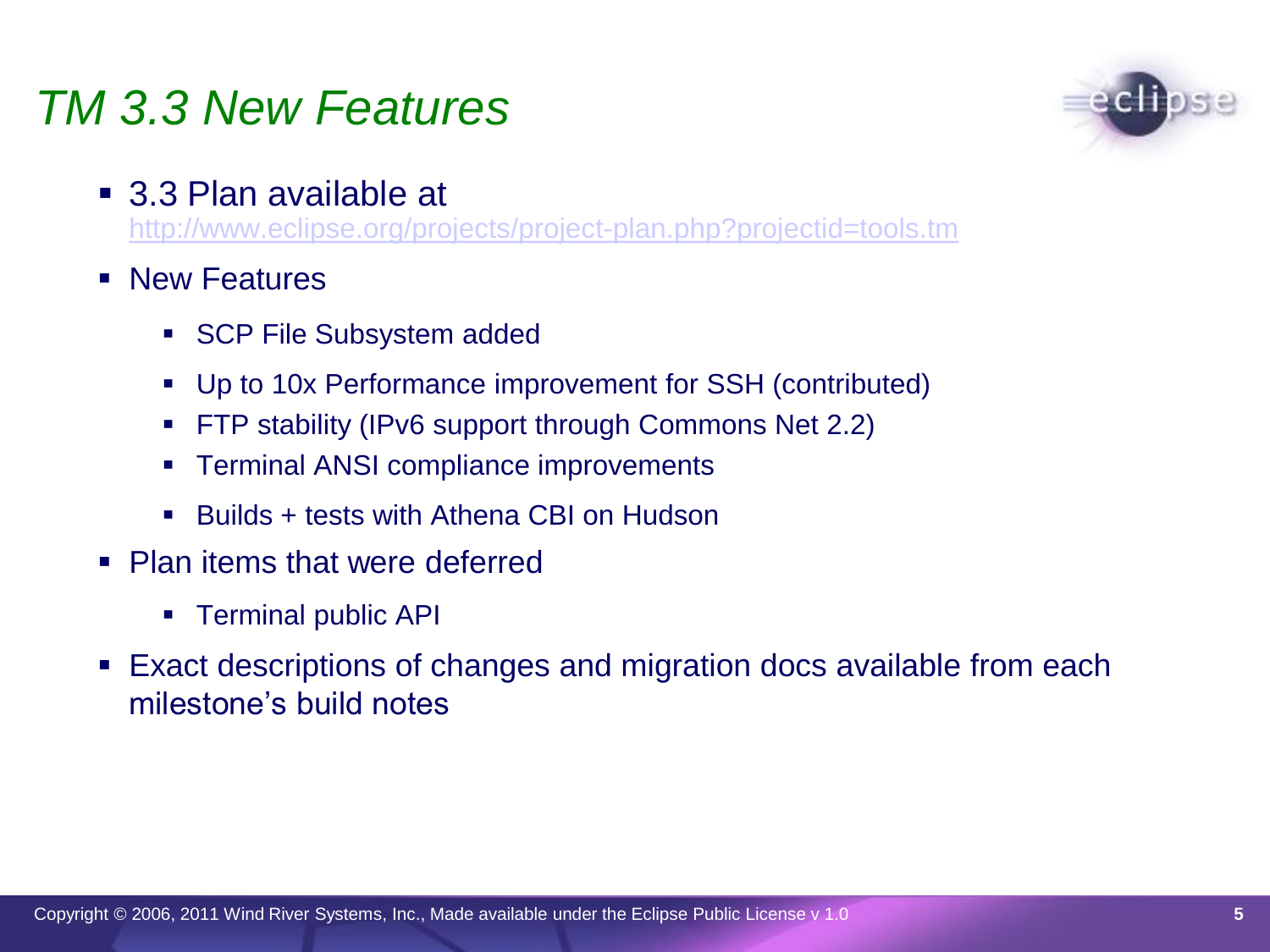# *TM 3.3 New Features*

- 3.3 Plan available at
  http://www.eclipse.org/projects/project-plan.php?projectid=tools.tm
- New Features
  - SCP File Subsystem added
  - Up to 10x Performance improvement for SSH (contributed)
  - FTP stability (IPv6 support through Commons Net 2.2)
  - Terminal ANSI compliance improvements
  - Builds + tests with Athena CBI on Hudson
- Plan items that were deferred
  - Terminal public API
- Exact descriptions of changes and migration docs available from each milestone's build notes

Copyright © 2006, 2011 Wind River Systems, Inc., Made available under the Eclipse Public License v 1.0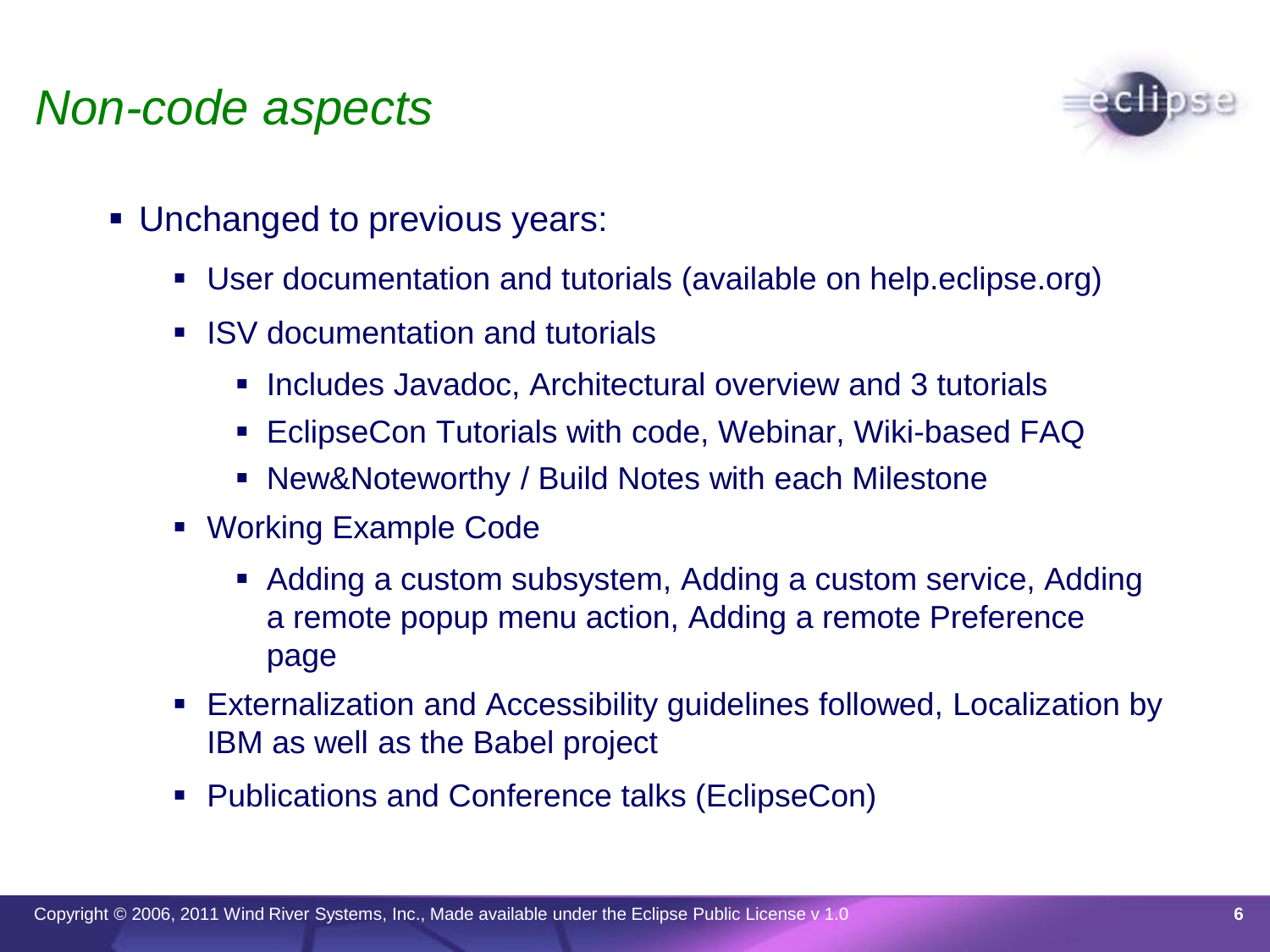# *Non-code aspects*

- Unchanged to previous years:
  - User documentation and tutorials (available on help.eclipse.org)
  - ISV documentation and tutorials
    - Includes Javadoc, Architectural overview and 3 tutorials
    - EclipseCon Tutorials with code, Webinar, Wiki-based FAQ
    - New&Noteworthy / Build Notes with each Milestone
  - Working Example Code
    - Adding a custom subsystem, Adding a custom service, Adding a remote popup menu action, Adding a remote Preference page
  - Externalization and Accessibility guidelines followed, Localization by IBM as well as the Babel project
  - Publications and Conference talks (EclipseCon)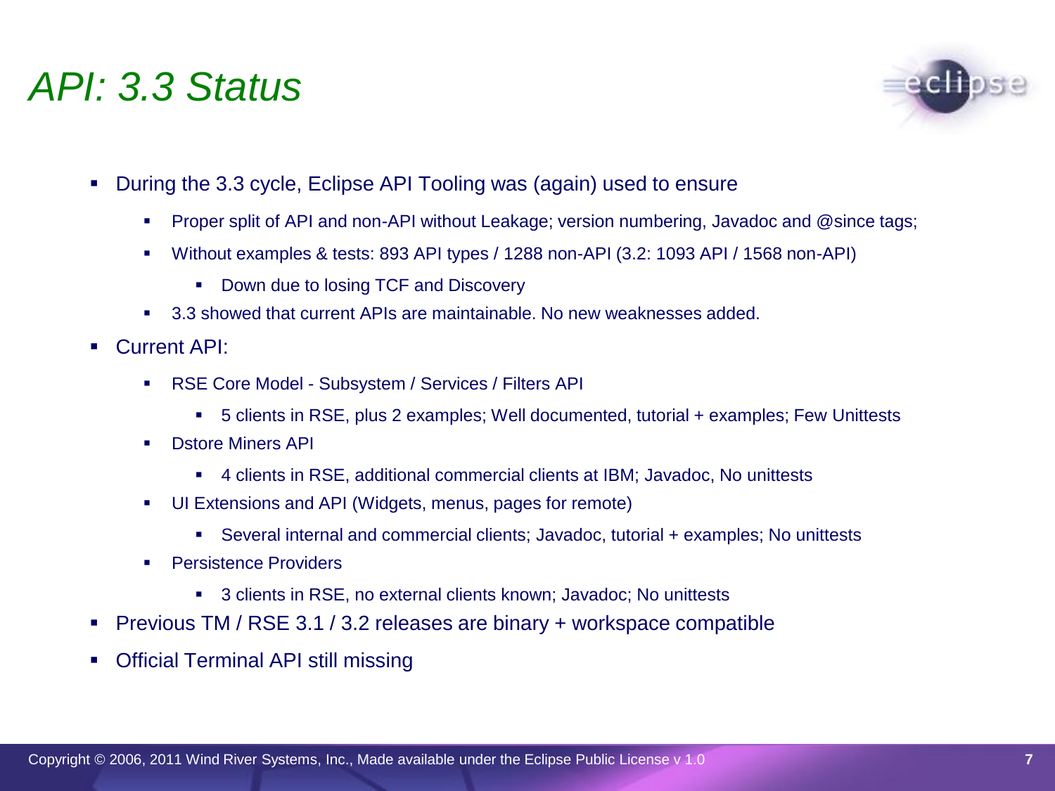# API: 3.3 Status

- During the 3.3 cycle, Eclipse API Tooling was (again) used to ensure
  - Proper split of API and non-API without Leakage; version numbering, Javadoc and @since tags;
  - Without examples & tests: 893 API types / 1288 non-API (3.2: 1093 API / 1568 non-API)
    - Down due to losing TCF and Discovery
  - 3.3 showed that current APIs are maintainable. No new weaknesses added.
- Current API:
  - RSE Core Model - Subsystem / Services / Filters API
    - 5 clients in RSE, plus 2 examples; Well documented, tutorial + examples; Few Unittests
  - Dstore Miners API
    - 4 clients in RSE, additional commercial clients at IBM; Javadoc, No unittests
  - UI Extensions and API (Widgets, menus, pages for remote)
    - Several internal and commercial clients; Javadoc, tutorial + examples; No unittests
  - Persistence Providers
    - 3 clients in RSE, no external clients known; Javadoc; No unittests
- Previous TM / RSE 3.1 / 3.2 releases are binary + workspace compatible
- Official Terminal API still missing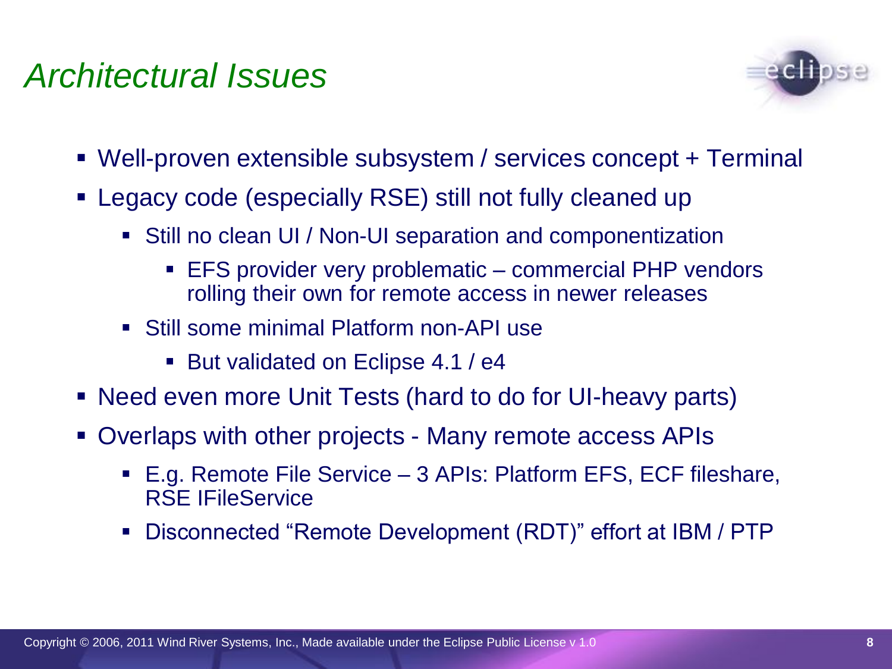# *Architectural Issues*

- Well-proven extensible subsystem / services concept + Terminal
- Legacy code (especially RSE) still not fully cleaned up
  - Still no clean UI / Non-UI separation and componentization
    - EFS provider very problematic – commercial PHP vendors rolling their own for remote access in newer releases
  - Still some minimal Platform non-API use
    - But validated on Eclipse 4.1 / e4
- Need even more Unit Tests (hard to do for UI-heavy parts)
- Overlaps with other projects - Many remote access APIs
  - E.g. Remote File Service – 3 APIs: Platform EFS, ECF fileshare, RSE IFileService
  - Disconnected "Remote Development (RDT)" effort at IBM / PTP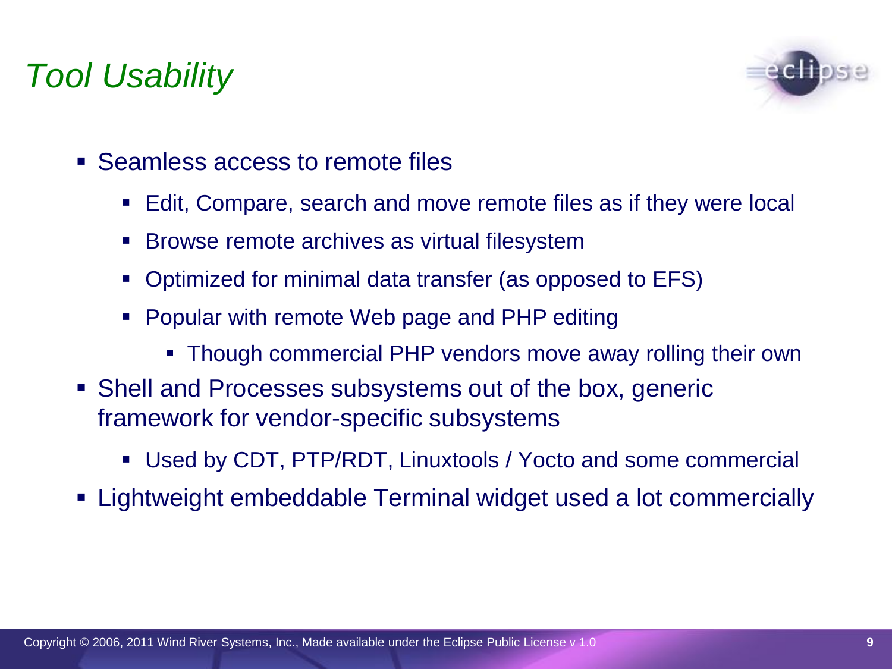# *Tool Usability*

- Seamless access to remote files
  - Edit, Compare, search and move remote files as if they were local
  - Browse remote archives as virtual filesystem
  - Optimized for minimal data transfer (as opposed to EFS)
  - Popular with remote Web page and PHP editing
    - Though commercial PHP vendors move away rolling their own
- Shell and Processes subsystems out of the box, generic framework for vendor-specific subsystems
  - Used by CDT, PTP/RDT, Linuxtools / Yocto and some commercial
- Lightweight embeddable Terminal widget used a lot commercially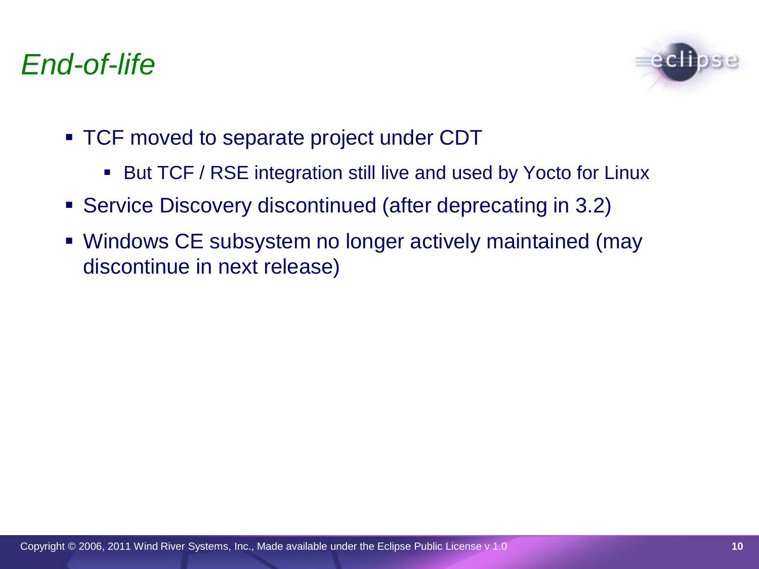# *End-of-life*

- TCF moved to separate project under CDT
  - But TCF / RSE integration still live and used by Yocto for Linux
- Service Discovery discontinued (after deprecating in 3.2)
- Windows CE subsystem no longer actively maintained (may discontinue in next release)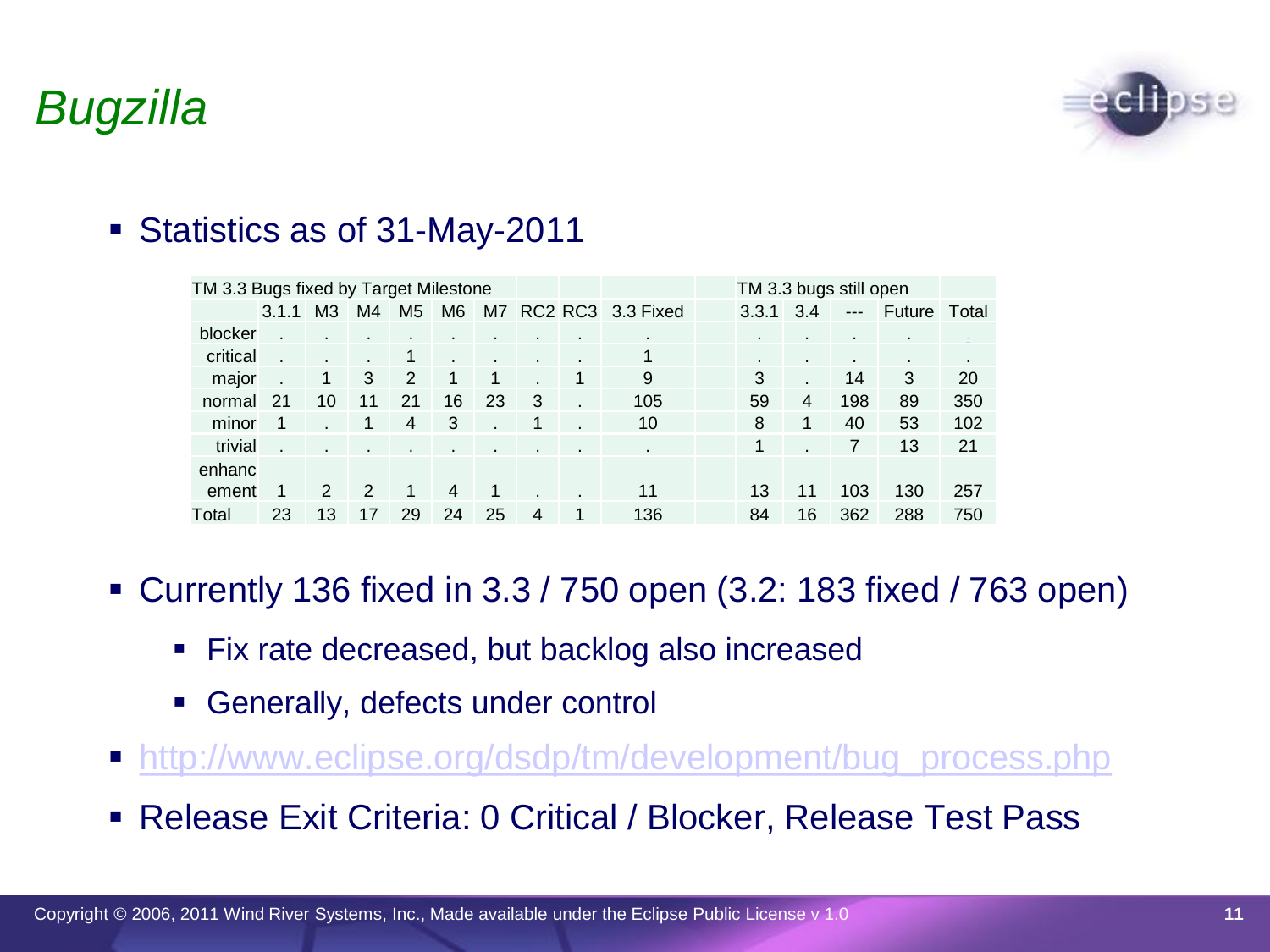# Bugzilla

- Statistics as of 31-May-2011

| TM 3.3 Bugs fixed by Target Milestone | | | | | | | | | | TM 3.3 bugs still open | | | | |
|---|---|---|---|---|---|---|---|---|---|---|---|---|---|---|
| | 3.1.1 | M3 | M4 | M5 | M6 | M7 | RC2 | RC3 | 3.3 Fixed | 3.3.1 | 3.4 | --- | Future | Total |
| blocker | . | . | . | . | . | . | . | . | . | . | . | . | . | . |
| critical | . | . | . | 1 | . | . | . | . | 1 | . | . | . | . | . |
| major | . | 1 | 3 | 2 | 1 | 1 | . | 1 | 9 | 3 | . | 14 | 3 | 20 |
| normal | 21 | 10 | 11 | 21 | 16 | 23 | 3 | . | 105 | 59 | 4 | 198 | 89 | 350 |
| minor | 1 | . | 1 | 4 | 3 | . | 1 | . | 10 | 8 | 1 | 40 | 53 | 102 |
| trivial | . | . | . | . | . | . | . | . | . | 1 | . | 7 | 13 | 21 |
| enhancement | 1 | 2 | 2 | 1 | 4 | 1 | . | . | 11 | 13 | 11 | 103 | 130 | 257 |
| Total | 23 | 13 | 17 | 29 | 24 | 25 | 4 | 1 | 136 | 84 | 16 | 362 | 288 | 750 |

- Currently 136 fixed in 3.3 / 750 open (3.2: 183 fixed / 763 open)
  - Fix rate decreased, but backlog also increased
  - Generally, defects under control
- http://www.eclipse.org/dsdp/tm/development/bug_process.php
- Release Exit Criteria: 0 Critical / Blocker, Release Test Pass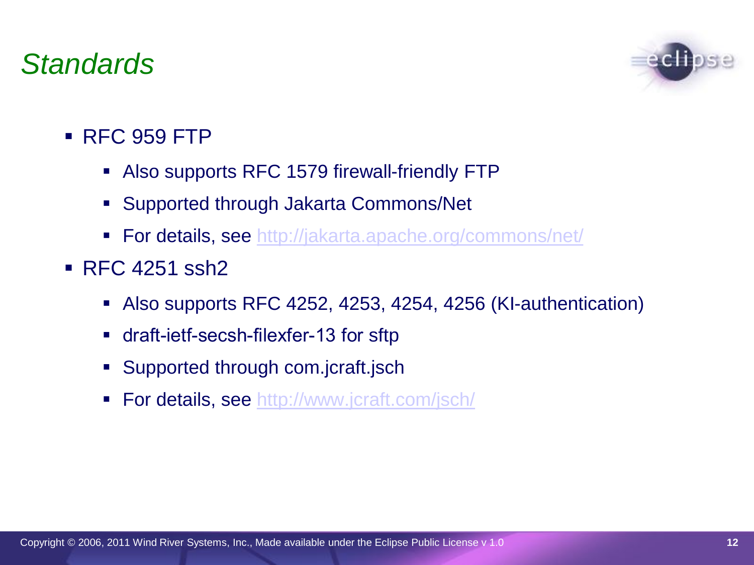# *Standards*

- RFC 959 FTP
  - Also supports RFC 1579 firewall-friendly FTP
  - Supported through Jakarta Commons/Net
  - For details, see http://jakarta.apache.org/commons/net/
- RFC 4251 ssh2
  - Also supports RFC 4252, 4253, 4254, 4256 (KI-authentication)
  - draft-ietf-secsh-filexfer-13 for sftp
  - Supported through com.jcraft.jsch
  - For details, see http://www.jcraft.com/jsch/

Copyright © 2006, 2011 Wind River Systems, Inc., Made available under the Eclipse Public License v 1.0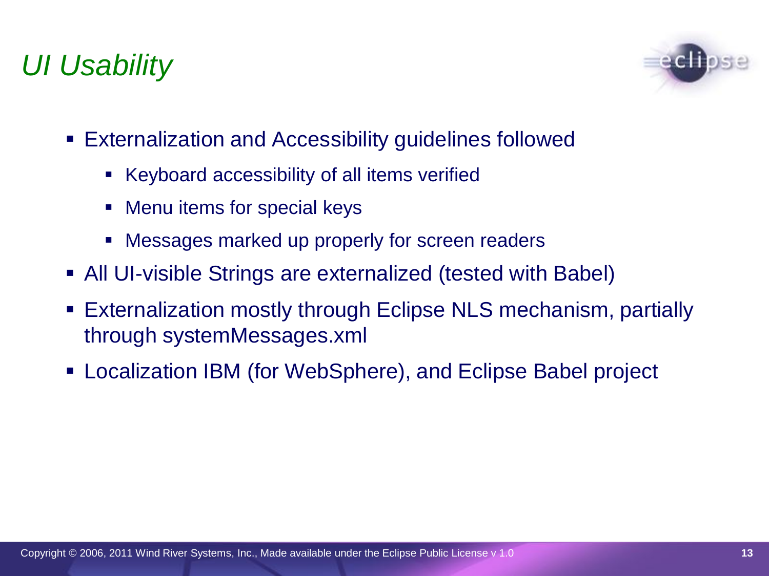# *UI Usability*

- Externalization and Accessibility guidelines followed
  - Keyboard accessibility of all items verified
  - Menu items for special keys
  - Messages marked up properly for screen readers
- All UI-visible Strings are externalized (tested with Babel)
- Externalization mostly through Eclipse NLS mechanism, partially through systemMessages.xml
- Localization IBM (for WebSphere), and Eclipse Babel project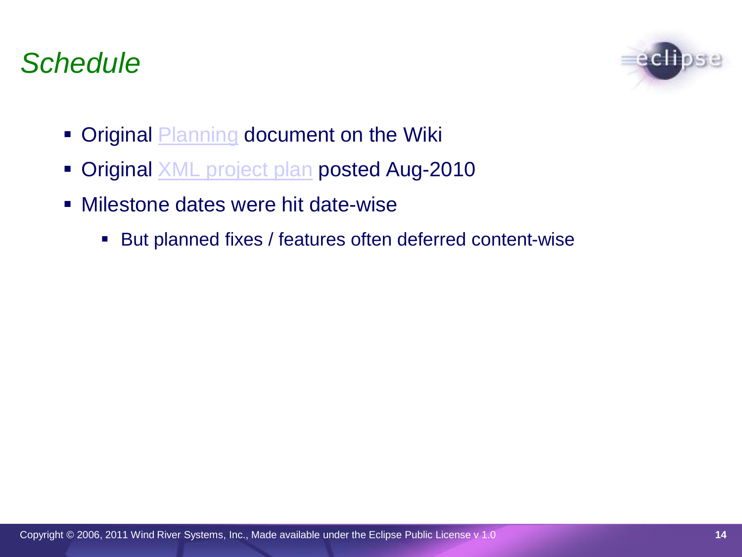# *Schedule*

- Original Planning document on the Wiki
- Original XML project plan posted Aug-2010
- Milestone dates were hit date-wise
  - But planned fixes / features often deferred content-wise

Copyright © 2006, 2011 Wind River Systems, Inc., Made available under the Eclipse Public License v 1.0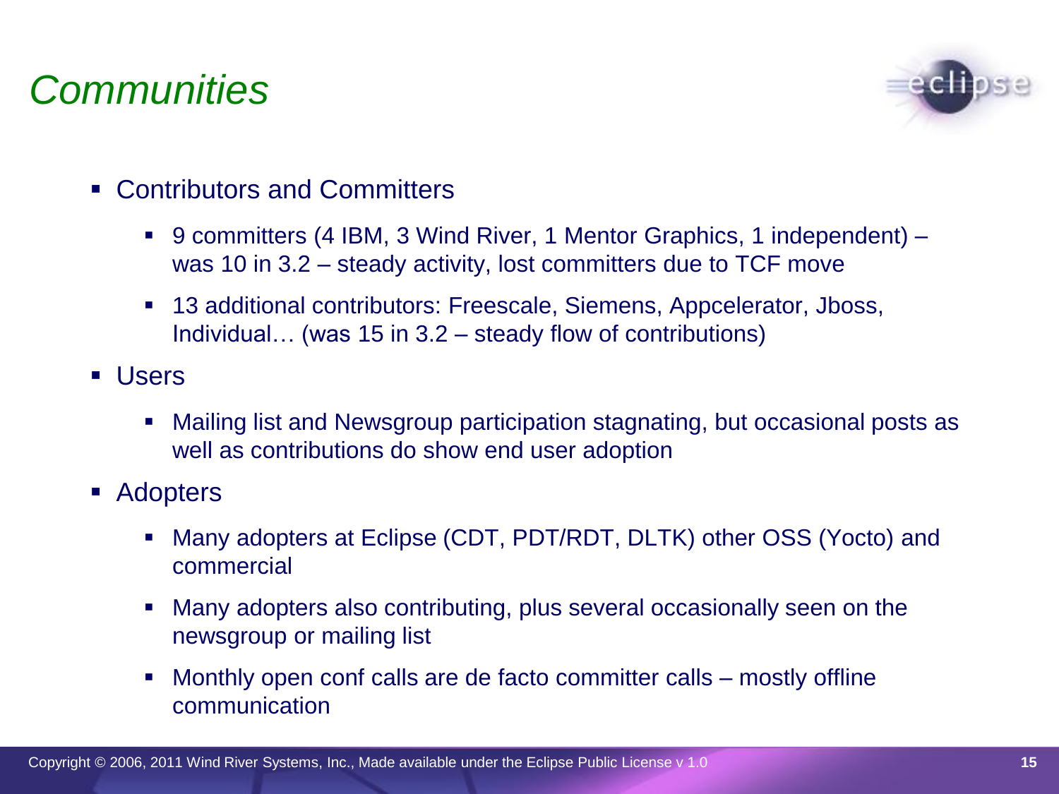# Communities

- Contributors and Committers
  - 9 committers (4 IBM, 3 Wind River, 1 Mentor Graphics, 1 independent) – was 10 in 3.2 – steady activity, lost committers due to TCF move
  - 13 additional contributors: Freescale, Siemens, Appcelerator, Jboss, Individual… (was 15 in 3.2 – steady flow of contributions)
- Users
  - Mailing list and Newsgroup participation stagnating, but occasional posts as well as contributions do show end user adoption
- Adopters
  - Many adopters at Eclipse (CDT, PDT/RDT, DLTK) other OSS (Yocto) and commercial
  - Many adopters also contributing, plus several occasionally seen on the newsgroup or mailing list
  - Monthly open conf calls are de facto committer calls – mostly offline communication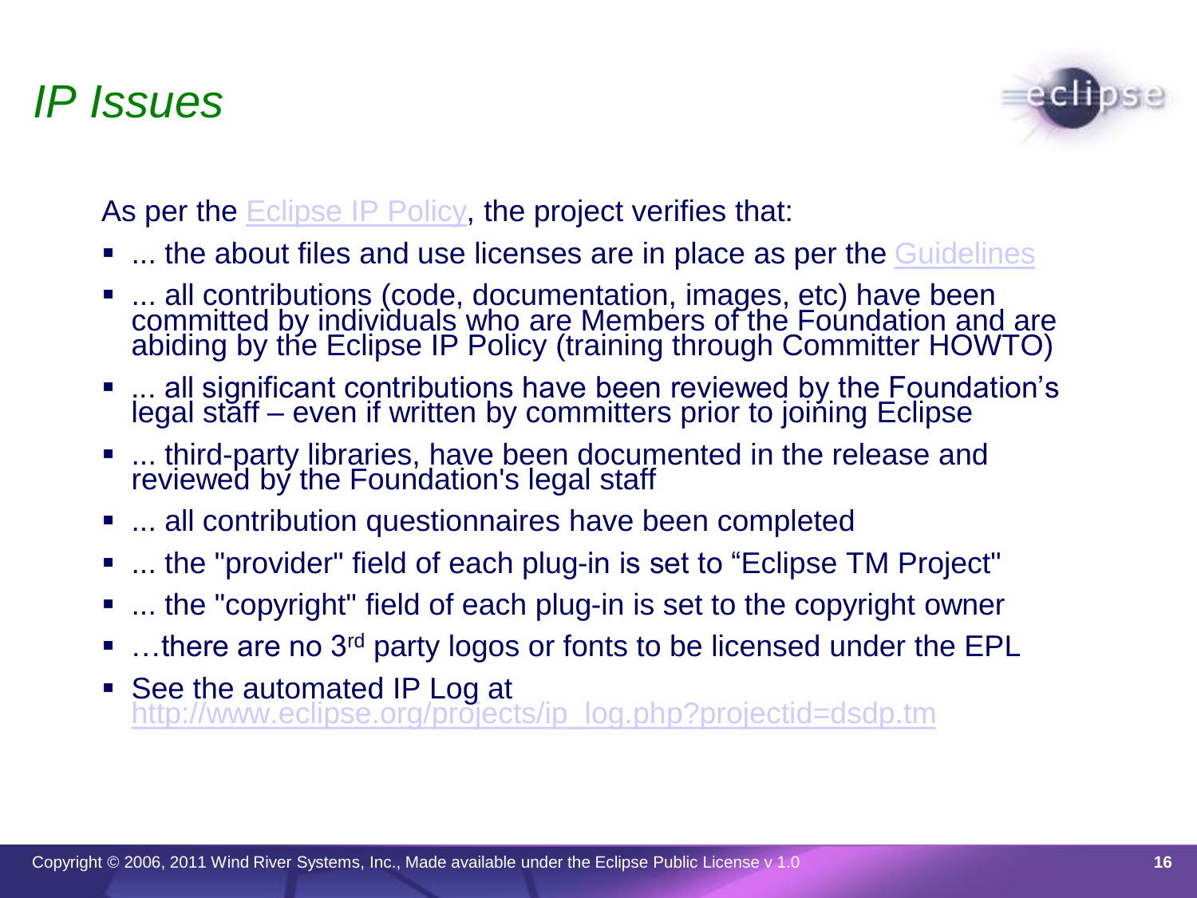# *IP Issues*

As per the Eclipse IP Policy, the project verifies that:

- ... the about files and use licenses are in place as per the Guidelines
- ... all contributions (code, documentation, images, etc) have been committed by individuals who are Members of the Foundation and are abiding by the Eclipse IP Policy (training through Committer HOWTO)
- ... all significant contributions have been reviewed by the Foundation's legal staff – even if written by committers prior to joining Eclipse
- ... third-party libraries, have been documented in the release and reviewed by the Foundation's legal staff
- ... all contribution questionnaires have been completed
- ... the "provider" field of each plug-in is set to "Eclipse TM Project"
- ... the "copyright" field of each plug-in is set to the copyright owner
- …there are no 3rd party logos or fonts to be licensed under the EPL
- See the automated IP Log at http://www.eclipse.org/projects/ip_log.php?projectid=dsdp.tm

Copyright © 2006, 2011 Wind River Systems, Inc., Made available under the Eclipse Public License v 1.0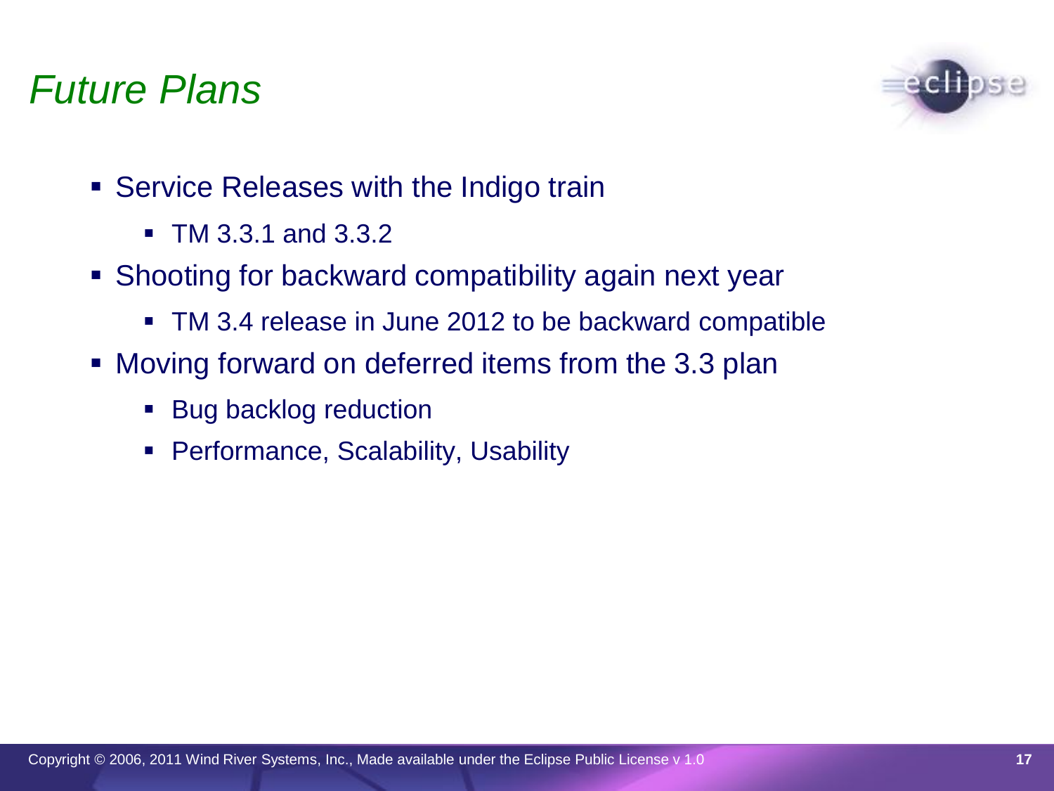# Future Plans

- Service Releases with the Indigo train
  - TM 3.3.1 and 3.3.2
- Shooting for backward compatibility again next year
  - TM 3.4 release in June 2012 to be backward compatible
- Moving forward on deferred items from the 3.3 plan
  - Bug backlog reduction
  - Performance, Scalability, Usability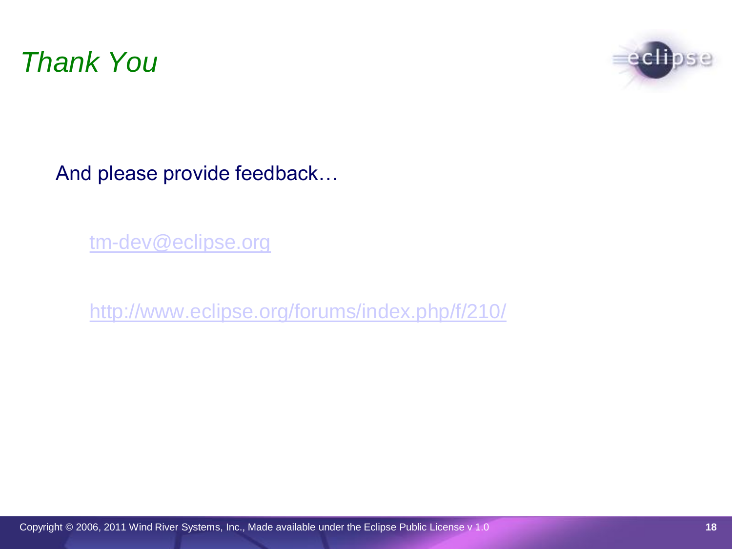# *Thank You*

And please provide feedback…

tm-dev@eclipse.org

http://www.eclipse.org/forums/index.php/f/210/